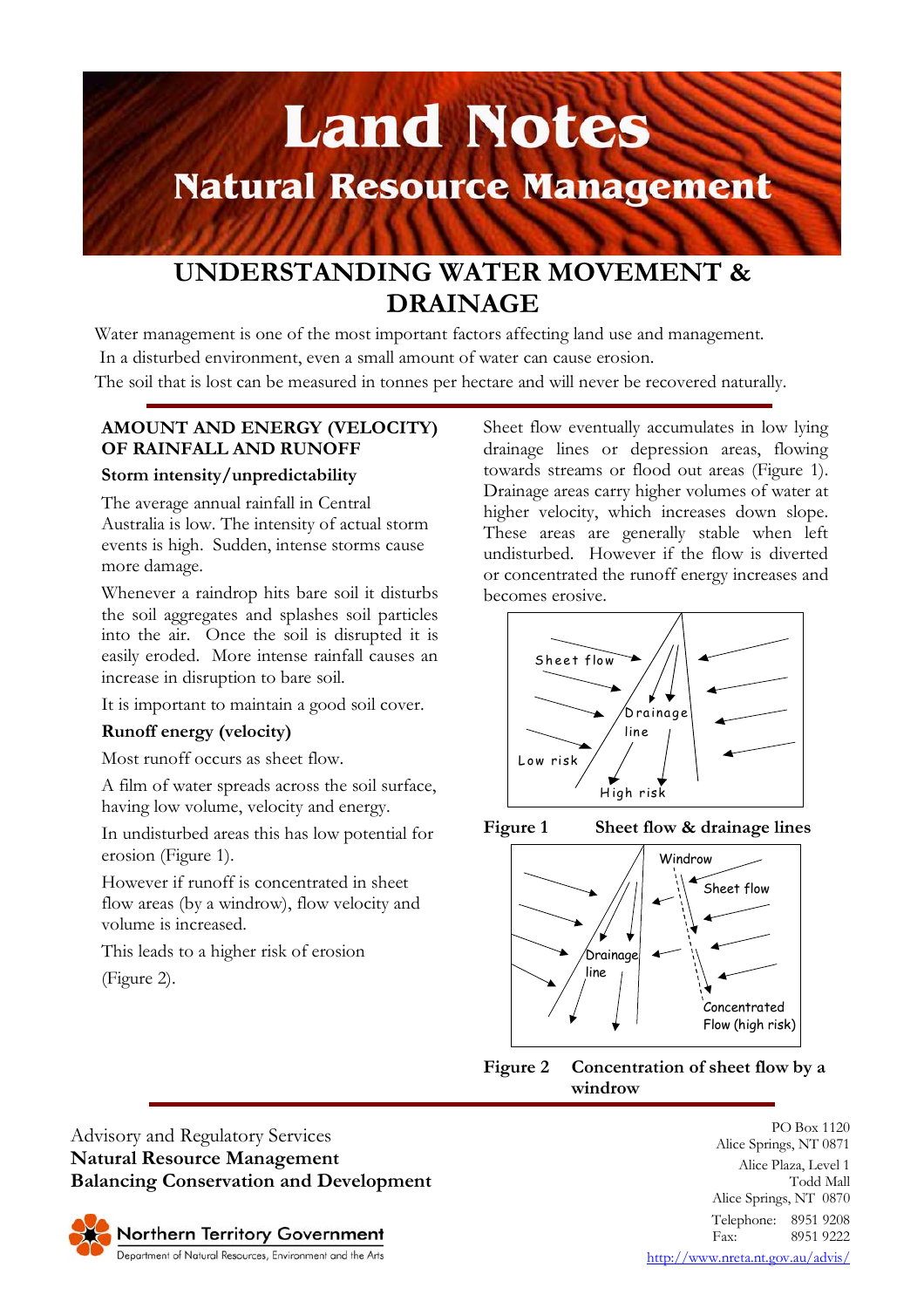# Land Notes

## Natural Resource Management

# UNDERSTANDING WATER MOVEMENT & DRAINAGE

Water management is one of the most important factors affecting land use and management. In a disturbed environment, even a small amount of water can cause erosion. The soil that is lost can be measured in tonnes per hectare and will never be recovered naturally.

## AMOUNT AND ENERGY (VELOCITY) OF RAINFALL AND RUNOFF

### Storm intensity/unpredictability

The average annual rainfall in Central Australia is low. The intensity of actual storm events is high. Sudden, intense storms cause more damage.

Whenever a raindrop hits bare soil it disturbs the soil aggregates and splashes soil particles into the air. Once the soil is disrupted it is easily eroded. More intense rainfall causes an increase in disruption to bare soil.

It is important to maintain a good soil cover.

### Runoff energy (velocity)

Most runoff occurs as sheet flow.

A film of water spreads across the soil surface, having low volume, velocity and energy.

In undisturbed areas this has low potential for erosion (Figure 1).

However if runoff is concentrated in sheet flow areas (by a windrow), flow velocity and volume is increased.

This leads to a higher risk of erosion (Figure 2).

Sheet flow eventually accumulates in low lying drainage lines or depression areas, flowing towards streams or flood out areas (Figure 1). Drainage areas carry higher volumes of water at higher velocity, which increases down slope. These areas are generally stable when left undisturbed. However if the flow is diverted or concentrated the runoff energy increases and becomes erosive.

Sheet flow | Drainage line | Low risk | High risk

**Figure 1** Sheet flow & drainage lines

Windrow | Sheet flow | Drainage line | Concentrated Flow (high risk)

**Figure 2** Concentration of sheet flow by a windrow

---

Advisory and Regulatory Services
**Natural Resource Management**
**Balancing Conservation and Development**

Northern Territory Government
Department of Natural Resources, Environment and the Arts

PO Box 1120
Alice Springs, NT 0871
Alice Plaza, Level 1
Todd Mall
Alice Springs, NT 0870
Telephone: 8951 9208
Fax: 8951 9222
http://www.nreta.nt.gov.au/advis/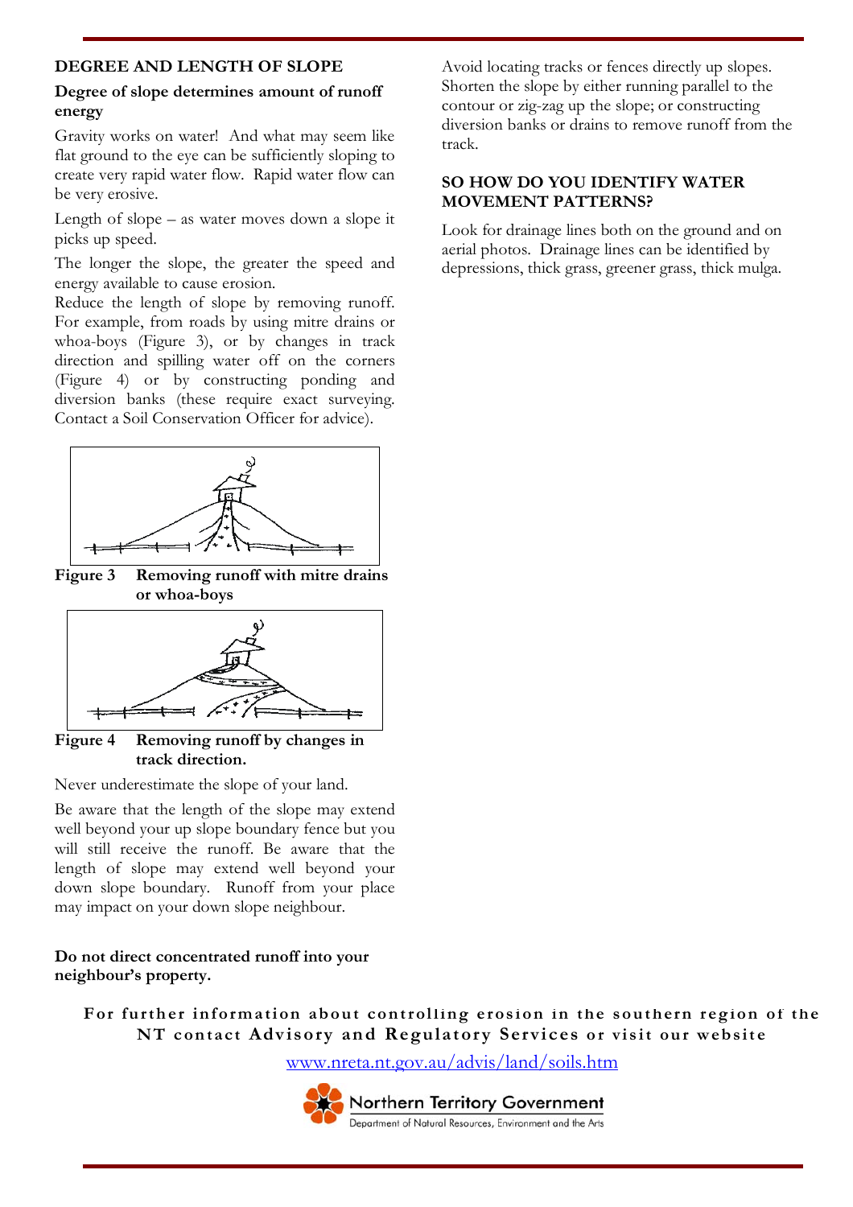## DEGREE AND LENGTH OF SLOPE

**Degree of slope determines amount of runoff energy**

Gravity works on water! And what may seem like flat ground to the eye can be sufficiently sloping to create very rapid water flow. Rapid water flow can be very erosive.

Length of slope – as water moves down a slope it picks up speed.

The longer the slope, the greater the speed and energy available to cause erosion.

Reduce the length of slope by removing runoff. For example, from roads by using mitre drains or whoa-boys (Figure 3), or by changes in track direction and spilling water off on the corners (Figure 4) or by constructing ponding and diversion banks (these require exact surveying. Contact a Soil Conservation Officer for advice).

**Figure 3 Removing runoff with mitre drains or whoa-boys**

**Figure 4 Removing runoff by changes in track direction.**

Never underestimate the slope of your land.

Be aware that the length of the slope may extend well beyond your up slope boundary fence but you will still receive the runoff. Be aware that the length of slope may extend well beyond your down slope boundary. Runoff from your place may impact on your down slope neighbour.

**Do not direct concentrated runoff into your neighbour's property.**

Avoid locating tracks or fences directly up slopes. Shorten the slope by either running parallel to the contour or zig-zag up the slope; or constructing diversion banks or drains to remove runoff from the track.

## SO HOW DO YOU IDENTIFY WATER MOVEMENT PATTERNS?

Look for drainage lines both on the ground and on aerial photos. Drainage lines can be identified by depressions, thick grass, greener grass, thick mulga.

**For further information about controlling erosion in the southern region of the NT contact Advisory and Regulatory Services or visit our website**

www.nreta.nt.gov.au/advis/land/soils.htm

Northern Territory Government
Department of Natural Resources, Environment and the Arts